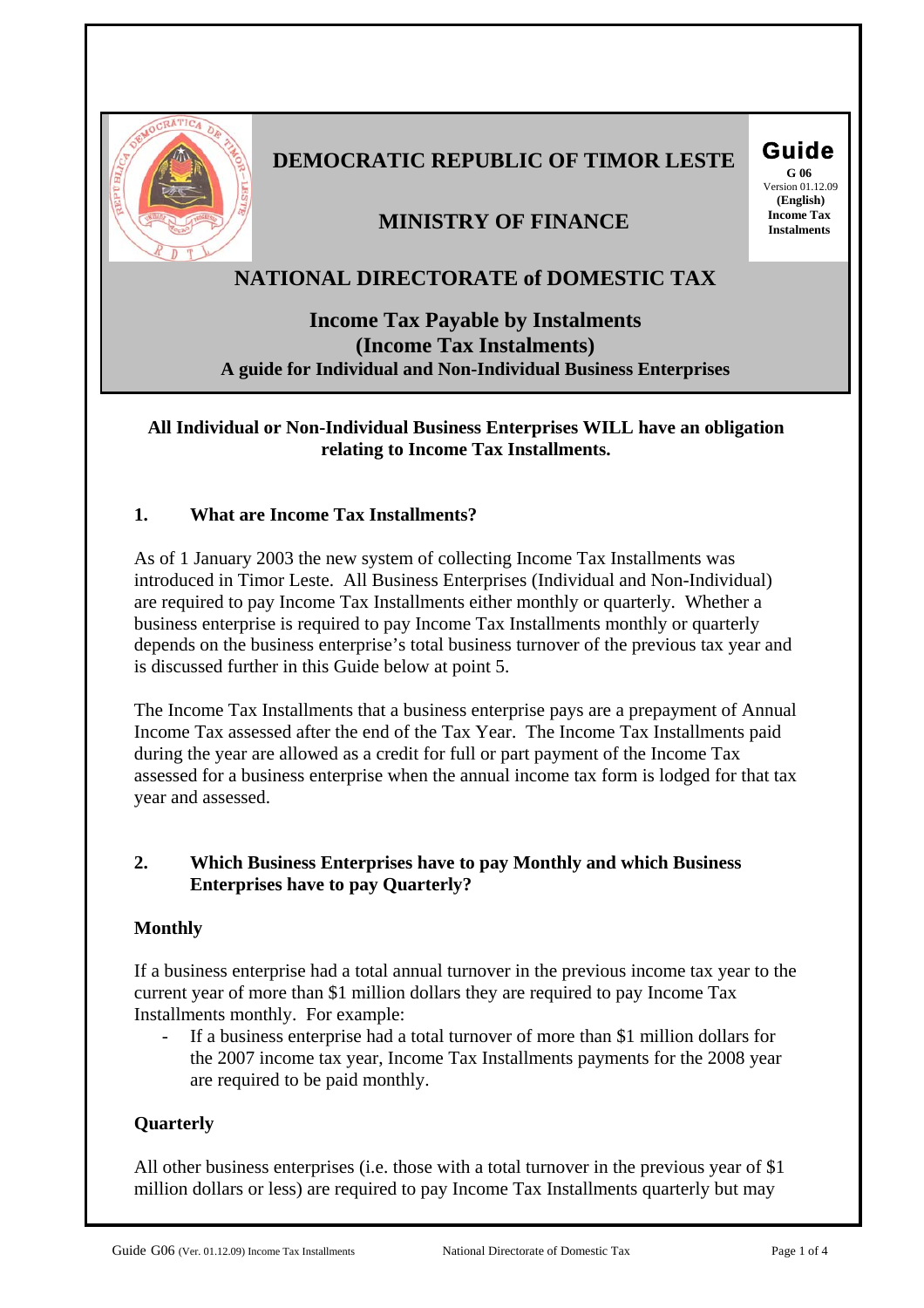**DEMOCRATIC REPUBLIC OF TIMOR LESTE**

**MINISTRY OF FINANCE**

**Guide**
**G 06**
Version 01.12.09
**(English)**
**Income Tax Instalments**

# NATIONAL DIRECTORATE of DOMESTIC TAX

## Income Tax Payable by Instalments (Income Tax Instalments)

**A guide for Individual and Non-Individual Business Enterprises**

**All Individual or Non-Individual Business Enterprises WILL have an obligation relating to Income Tax Installments.**

### 1. What are Income Tax Installments?

As of 1 January 2003 the new system of collecting Income Tax Installments was introduced in Timor Leste. All Business Enterprises (Individual and Non-Individual) are required to pay Income Tax Installments either monthly or quarterly. Whether a business enterprise is required to pay Income Tax Installments monthly or quarterly depends on the business enterprise's total business turnover of the previous tax year and is discussed further in this Guide below at point 5.

The Income Tax Installments that a business enterprise pays are a prepayment of Annual Income Tax assessed after the end of the Tax Year. The Income Tax Installments paid during the year are allowed as a credit for full or part payment of the Income Tax assessed for a business enterprise when the annual income tax form is lodged for that tax year and assessed.

### 2. Which Business Enterprises have to pay Monthly and which Business Enterprises have to pay Quarterly?

**Monthly**

If a business enterprise had a total annual turnover in the previous income tax year to the current year of more than $1 million dollars they are required to pay Income Tax Installments monthly. For example:

- If a business enterprise had a total turnover of more than $1 million dollars for the 2007 income tax year, Income Tax Installments payments for the 2008 year are required to be paid monthly.

**Quarterly**

All other business enterprises (i.e. those with a total turnover in the previous year of $1 million dollars or less) are required to pay Income Tax Installments quarterly but may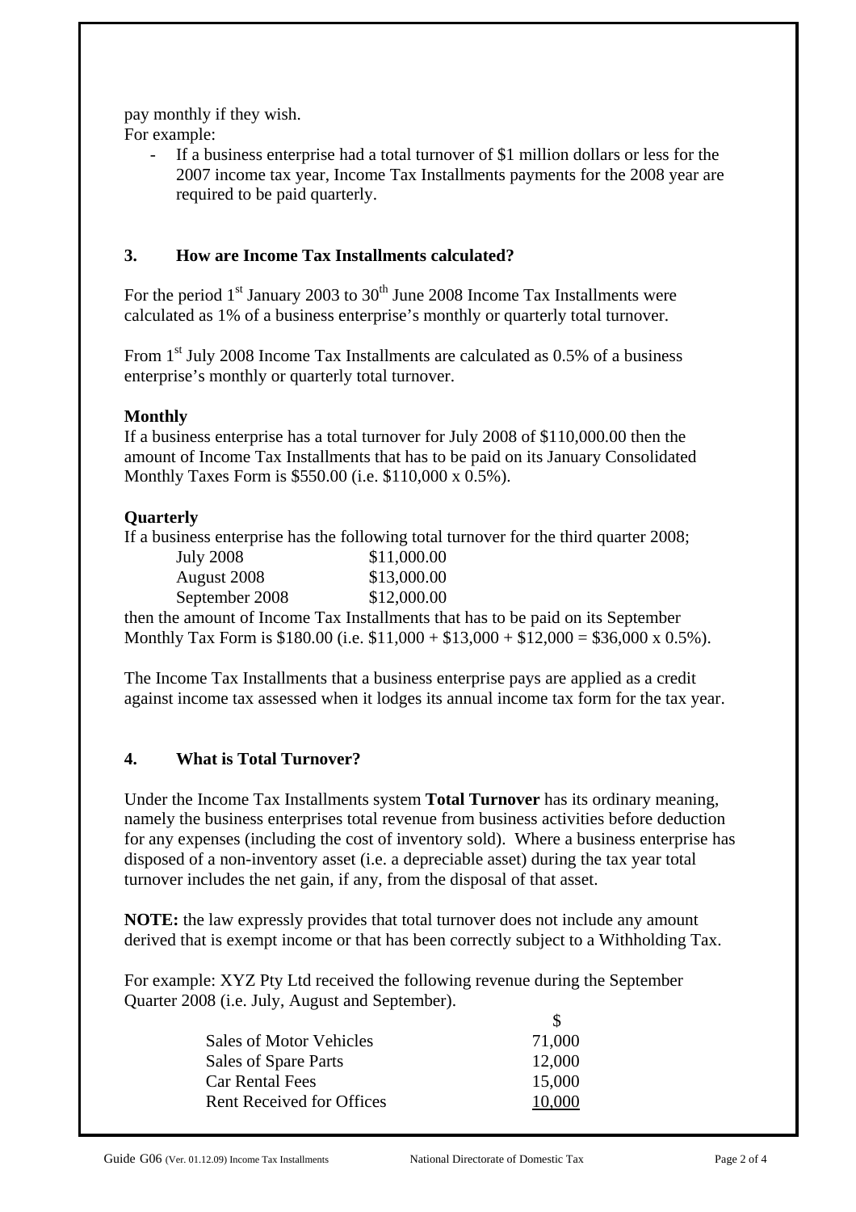pay monthly if they wish.

For example:

- If a business enterprise had a total turnover of $1 million dollars or less for the 2007 income tax year, Income Tax Installments payments for the 2008 year are required to be paid quarterly.

### 3. How are Income Tax Installments calculated?

For the period 1st January 2003 to 30th June 2008 Income Tax Installments were calculated as 1% of a business enterprise's monthly or quarterly total turnover.

From 1st July 2008 Income Tax Installments are calculated as 0.5% of a business enterprise's monthly or quarterly total turnover.

**Monthly**

If a business enterprise has a total turnover for July 2008 of $110,000.00 then the amount of Income Tax Installments that has to be paid on its January Consolidated Monthly Taxes Form is $550.00 (i.e. $110,000 x 0.5%).

**Quarterly**

If a business enterprise has the following total turnover for the third quarter 2008;

| | |
|---|---|
| July 2008 | $11,000.00 |
| August 2008 | $13,000.00 |
| September 2008 | $12,000.00 |

then the amount of Income Tax Installments that has to be paid on its September Monthly Tax Form is $180.00 (i.e. $11,000 + $13,000 + $12,000 = $36,000 x 0.5%).

The Income Tax Installments that a business enterprise pays are applied as a credit against income tax assessed when it lodges its annual income tax form for the tax year.

### 4. What is Total Turnover?

Under the Income Tax Installments system **Total Turnover** has its ordinary meaning, namely the business enterprises total revenue from business activities before deduction for any expenses (including the cost of inventory sold). Where a business enterprise has disposed of a non-inventory asset (i.e. a depreciable asset) during the tax year total turnover includes the net gain, if any, from the disposal of that asset.

**NOTE:** the law expressly provides that total turnover does not include any amount derived that is exempt income or that has been correctly subject to a Withholding Tax.

For example: XYZ Pty Ltd received the following revenue during the September Quarter 2008 (i.e. July, August and September).

| | $ |
|---|---|
| Sales of Motor Vehicles | 71,000 |
| Sales of Spare Parts | 12,000 |
| Car Rental Fees | 15,000 |
| Rent Received for Offices | 10,000 |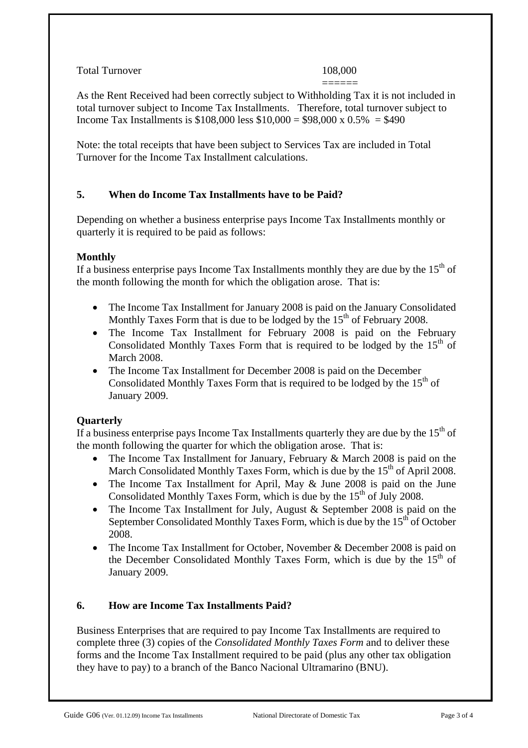Total Turnover 108,000

======

As the Rent Received had been correctly subject to Withholding Tax it is not included in total turnover subject to Income Tax Installments. Therefore, total turnover subject to Income Tax Installments is $108,000 less $10,000 = $98,000 x 0.5% = $490

Note: the total receipts that have been subject to Services Tax are included in Total Turnover for the Income Tax Installment calculations.

## 5. When do Income Tax Installments have to be Paid?

Depending on whether a business enterprise pays Income Tax Installments monthly or quarterly it is required to be paid as follows:

**Monthly**

If a business enterprise pays Income Tax Installments monthly they are due by the 15th of the month following the month for which the obligation arose. That is:

- The Income Tax Installment for January 2008 is paid on the January Consolidated Monthly Taxes Form that is due to be lodged by the 15th of February 2008.
- The Income Tax Installment for February 2008 is paid on the February Consolidated Monthly Taxes Form that is required to be lodged by the 15th of March 2008.
- The Income Tax Installment for December 2008 is paid on the December Consolidated Monthly Taxes Form that is required to be lodged by the 15th of January 2009.

**Quarterly**

If a business enterprise pays Income Tax Installments quarterly they are due by the 15th of the month following the quarter for which the obligation arose. That is:

- The Income Tax Installment for January, February & March 2008 is paid on the March Consolidated Monthly Taxes Form, which is due by the 15th of April 2008.
- The Income Tax Installment for April, May & June 2008 is paid on the June Consolidated Monthly Taxes Form, which is due by the 15th of July 2008.
- The Income Tax Installment for July, August & September 2008 is paid on the September Consolidated Monthly Taxes Form, which is due by the 15th of October 2008.
- The Income Tax Installment for October, November & December 2008 is paid on the December Consolidated Monthly Taxes Form, which is due by the 15th of January 2009.

## 6. How are Income Tax Installments Paid?

Business Enterprises that are required to pay Income Tax Installments are required to complete three (3) copies of the *Consolidated Monthly Taxes Form* and to deliver these forms and the Income Tax Installment required to be paid (plus any other tax obligation they have to pay) to a branch of the Banco Nacional Ultramarino (BNU).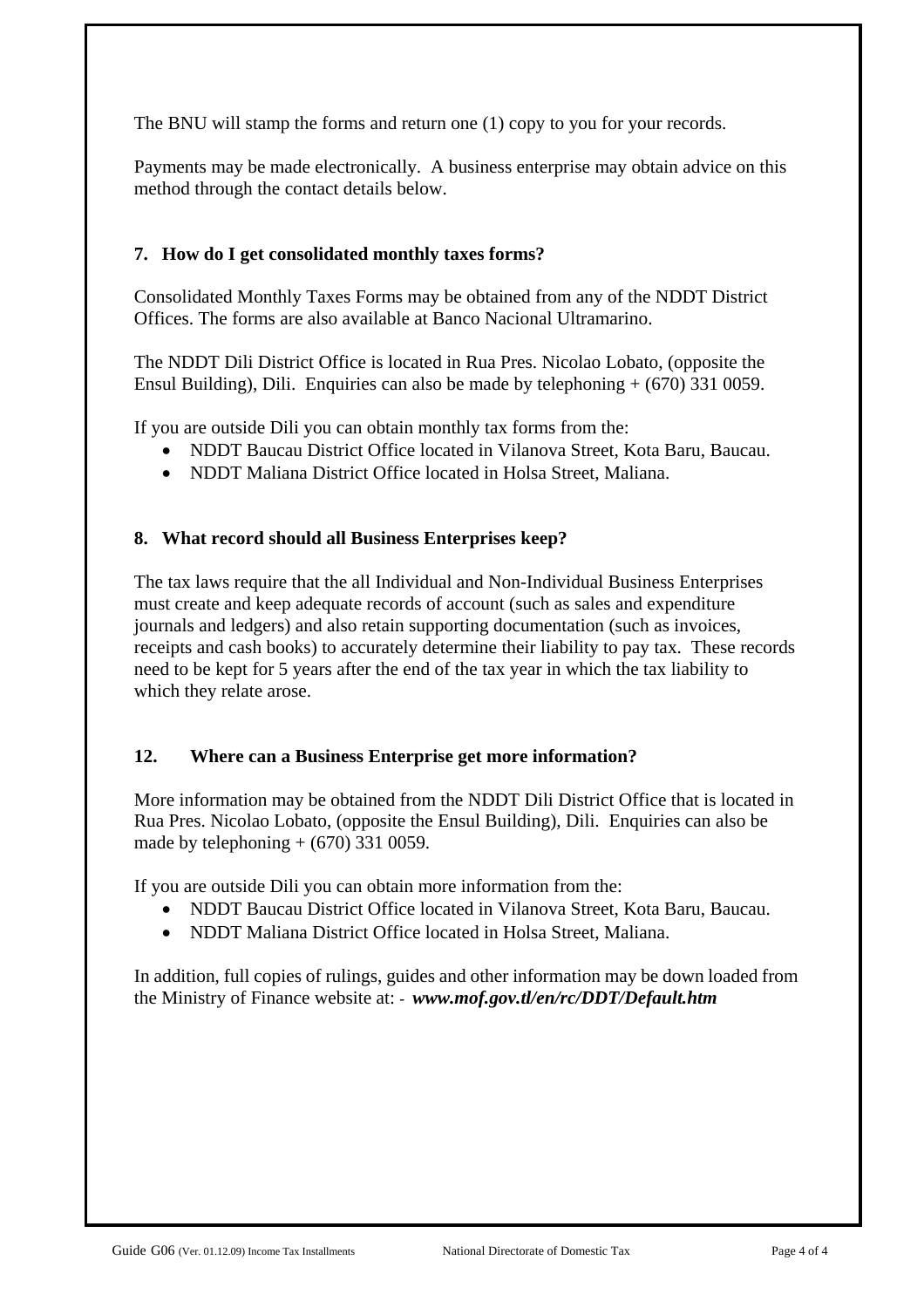The BNU will stamp the forms and return one (1) copy to you for your records.

Payments may be made electronically. A business enterprise may obtain advice on this method through the contact details below.

### 7. How do I get consolidated monthly taxes forms?

Consolidated Monthly Taxes Forms may be obtained from any of the NDDT District Offices. The forms are also available at Banco Nacional Ultramarino.

The NDDT Dili District Office is located in Rua Pres. Nicolao Lobato, (opposite the Ensul Building), Dili. Enquiries can also be made by telephoning + (670) 331 0059.

If you are outside Dili you can obtain monthly tax forms from the:

- NDDT Baucau District Office located in Vilanova Street, Kota Baru, Baucau.
- NDDT Maliana District Office located in Holsa Street, Maliana.

### 8. What record should all Business Enterprises keep?

The tax laws require that the all Individual and Non-Individual Business Enterprises must create and keep adequate records of account (such as sales and expenditure journals and ledgers) and also retain supporting documentation (such as invoices, receipts and cash books) to accurately determine their liability to pay tax. These records need to be kept for 5 years after the end of the tax year in which the tax liability to which they relate arose.

### 12. Where can a Business Enterprise get more information?

More information may be obtained from the NDDT Dili District Office that is located in Rua Pres. Nicolao Lobato, (opposite the Ensul Building), Dili. Enquiries can also be made by telephoning + (670) 331 0059.

If you are outside Dili you can obtain more information from the:

- NDDT Baucau District Office located in Vilanova Street, Kota Baru, Baucau.
- NDDT Maliana District Office located in Holsa Street, Maliana.

In addition, full copies of rulings, guides and other information may be down loaded from the Ministry of Finance website at: - ***www.mof.gov.tl/en/rc/DDT/Default.htm***